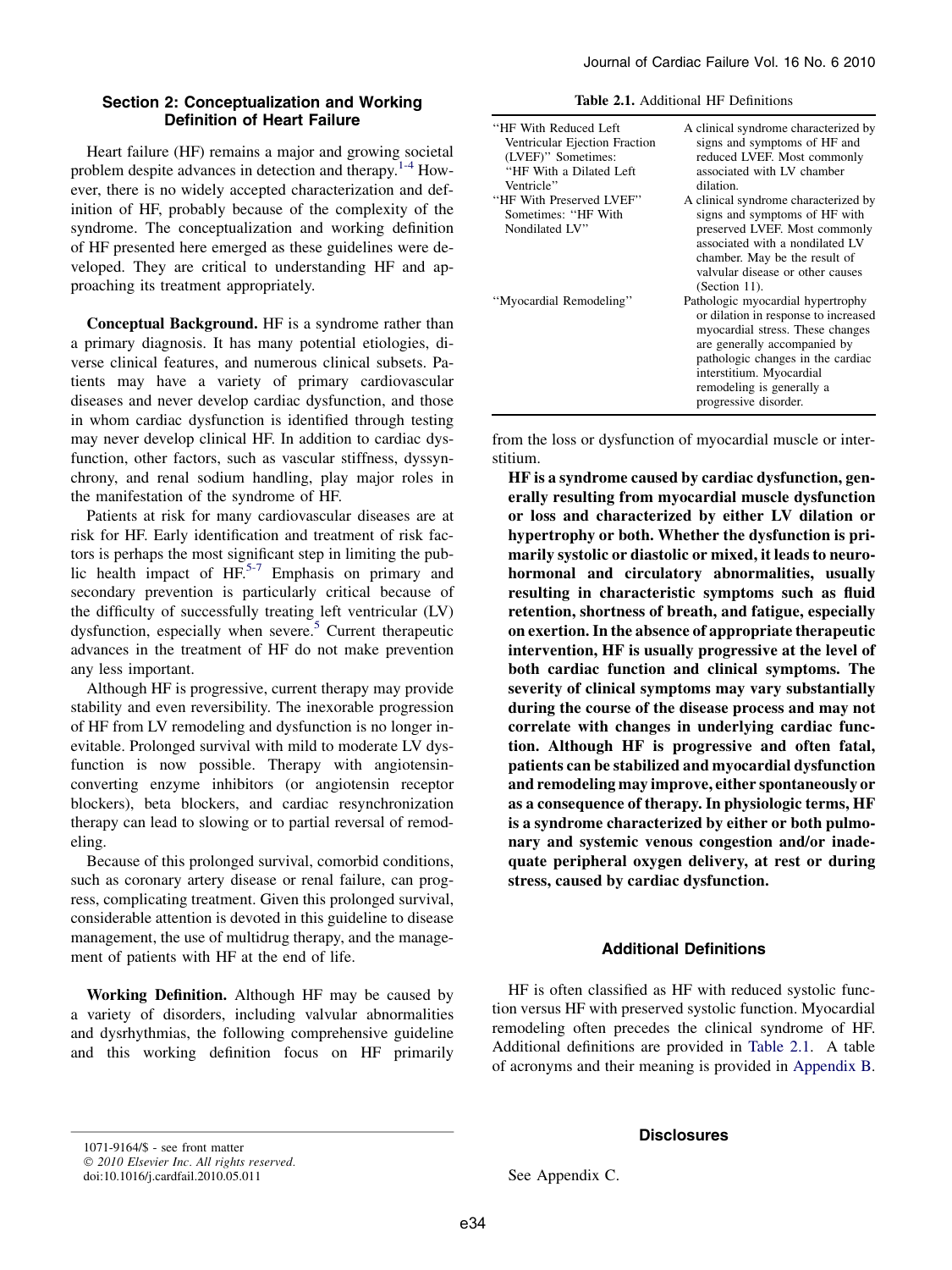## Section 2: Conceptualization and Working Definition of Heart Failure

Heart failure (HF) remains a major and growing societal problem despite advances in detection and therapy.[1-4] However, there is no widely accepted characterization and definition of HF, probably because of the complexity of the syndrome. The conceptualization and working definition of HF presented here emerged as these guidelines were developed. They are critical to understanding HF and approaching its treatment appropriately.

**Conceptual Background.** HF is a syndrome rather than a primary diagnosis. It has many potential etiologies, diverse clinical features, and numerous clinical subsets. Patients may have a variety of primary cardiovascular diseases and never develop cardiac dysfunction, and those in whom cardiac dysfunction is identified through testing may never develop clinical HF. In addition to cardiac dysfunction, other factors, such as vascular stiffness, dyssynchrony, and renal sodium handling, play major roles in the manifestation of the syndrome of HF.

Patients at risk for many cardiovascular diseases are at risk for HF. Early identification and treatment of risk factors is perhaps the most significant step in limiting the public health impact of HF.[5-7] Emphasis on primary and secondary prevention is particularly critical because of the difficulty of successfully treating left ventricular (LV) dysfunction, especially when severe.[5] Current therapeutic advances in the treatment of HF do not make prevention any less important.

Although HF is progressive, current therapy may provide stability and even reversibility. The inexorable progression of HF from LV remodeling and dysfunction is no longer inevitable. Prolonged survival with mild to moderate LV dysfunction is now possible. Therapy with angiotensin-converting enzyme inhibitors (or angiotensin receptor blockers), beta blockers, and cardiac resynchronization therapy can lead to slowing or to partial reversal of remodeling.

Because of this prolonged survival, comorbid conditions, such as coronary artery disease or renal failure, can progress, complicating treatment. Given this prolonged survival, considerable attention is devoted in this guideline to disease management, the use of multidrug therapy, and the management of patients with HF at the end of life.

**Working Definition.** Although HF may be caused by a variety of disorders, including valvular abnormalities and dysrhythmias, the following comprehensive guideline and this working definition focus on HF primarily from the loss or dysfunction of myocardial muscle or interstitium.

**HF is a syndrome caused by cardiac dysfunction, generally resulting from myocardial muscle dysfunction or loss and characterized by either LV dilation or hypertrophy or both. Whether the dysfunction is primarily systolic or diastolic or mixed, it leads to neurohormonal and circulatory abnormalities, usually resulting in characteristic symptoms such as fluid retention, shortness of breath, and fatigue, especially on exertion. In the absence of appropriate therapeutic intervention, HF is usually progressive at the level of both cardiac function and clinical symptoms. The severity of clinical symptoms may vary substantially during the course of the disease process and may not correlate with changes in underlying cardiac function. Although HF is progressive and often fatal, patients can be stabilized and myocardial dysfunction and remodeling may improve, either spontaneously or as a consequence of therapy. In physiologic terms, HF is a syndrome characterized by either or both pulmonary and systemic venous congestion and/or inadequate peripheral oxygen delivery, at rest or during stress, caused by cardiac dysfunction.**

**Table 2.1.** Additional HF Definitions

| | |
|---|---|
| "HF With Reduced Left Ventricular Ejection Fraction (LVEF)" Sometimes: "HF With a Dilated Left Ventricle" | A clinical syndrome characterized by signs and symptoms of HF and reduced LVEF. Most commonly associated with LV chamber dilation. |
| "HF With Preserved LVEF" Sometimes: "HF With Nondilated LV" | A clinical syndrome characterized by signs and symptoms of HF with preserved LVEF. Most commonly associated with a nondilated LV chamber. May be the result of valvular disease or other causes (Section 11). |
| "Myocardial Remodeling" | Pathologic myocardial hypertrophy or dilation in response to increased myocardial stress. These changes are generally accompanied by pathologic changes in the cardiac interstitium. Myocardial remodeling is generally a progressive disorder. |

### Additional Definitions

HF is often classified as HF with reduced systolic function versus HF with preserved systolic function. Myocardial remodeling often precedes the clinical syndrome of HF. Additional definitions are provided in Table 2.1. A table of acronyms and their meaning is provided in Appendix B.

### Disclosures

See Appendix C.

1071-9164/$ - see front matter
© 2010 Elsevier Inc. All rights reserved.
doi:10.1016/j.cardfail.2010.05.011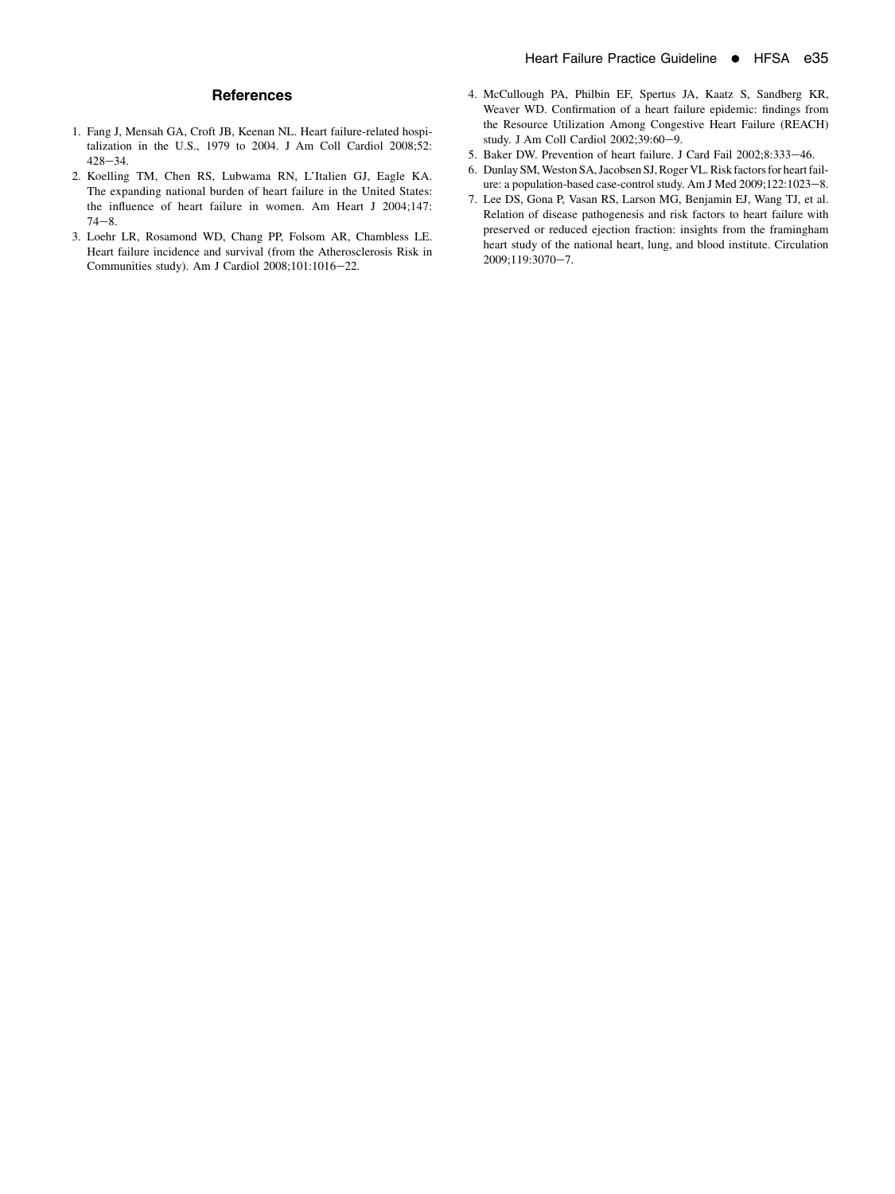## References

1. Fang J, Mensah GA, Croft JB, Keenan NL. Heart failure-related hospitalization in the U.S., 1979 to 2004. J Am Coll Cardiol 2008;52: 428−34.
2. Koelling TM, Chen RS, Lubwama RN, L'Italien GJ, Eagle KA. The expanding national burden of heart failure in the United States: the influence of heart failure in women. Am Heart J 2004;147: 74−8.
3. Loehr LR, Rosamond WD, Chang PP, Folsom AR, Chambless LE. Heart failure incidence and survival (from the Atherosclerosis Risk in Communities study). Am J Cardiol 2008;101:1016−22.
4. McCullough PA, Philbin EF, Spertus JA, Kaatz S, Sandberg KR, Weaver WD. Confirmation of a heart failure epidemic: findings from the Resource Utilization Among Congestive Heart Failure (REACH) study. J Am Coll Cardiol 2002;39:60−9.
5. Baker DW. Prevention of heart failure. J Card Fail 2002;8:333−46.
6. Dunlay SM, Weston SA, Jacobsen SJ, Roger VL. Risk factors for heart failure: a population-based case-control study. Am J Med 2009;122:1023−8.
7. Lee DS, Gona P, Vasan RS, Larson MG, Benjamin EJ, Wang TJ, et al. Relation of disease pathogenesis and risk factors to heart failure with preserved or reduced ejection fraction: insights from the framingham heart study of the national heart, lung, and blood institute. Circulation 2009;119:3070−7.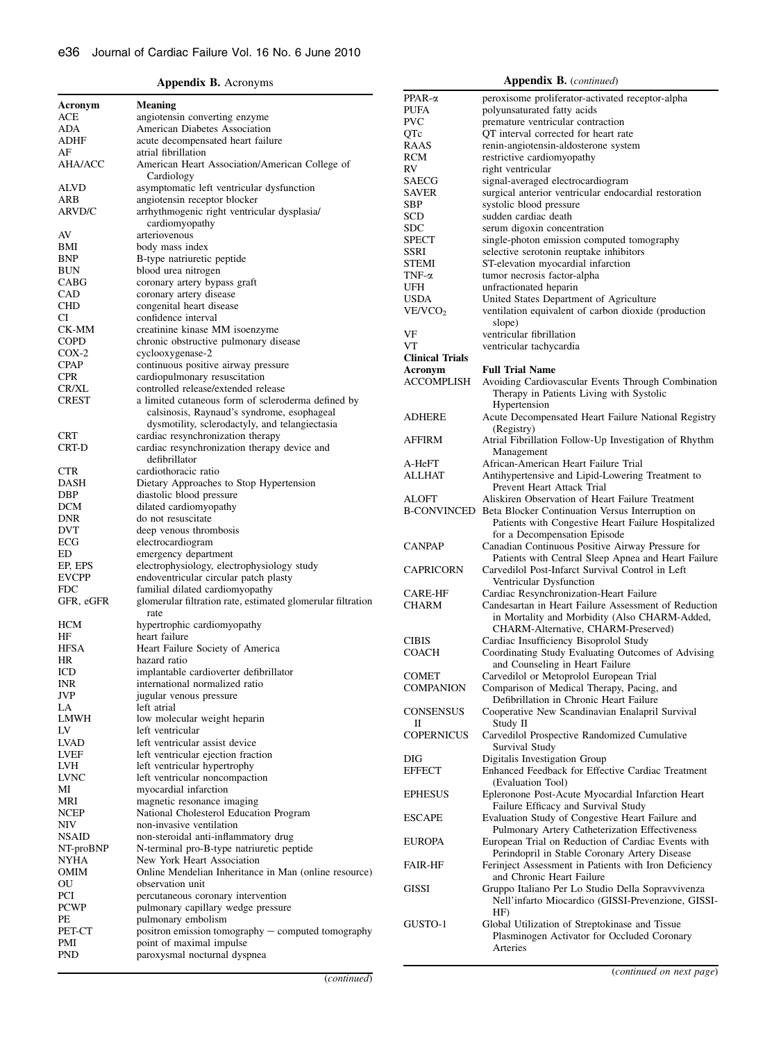**Appendix B.** Acronyms

| Acronym | Meaning |
|---|---|
| ACE | angiotensin converting enzyme |
| ADA | American Diabetes Association |
| ADHF | acute decompensated heart failure |
| AF | atrial fibrillation |
| AHA/ACC | American Heart Association/American College of Cardiology |
| ALVD | asymptomatic left ventricular dysfunction |
| ARB | angiotensin receptor blocker |
| ARVD/C | arrhythmogenic right ventricular dysplasia/ cardiomyopathy |
| AV | arteriovenous |
| BMI | body mass index |
| BNP | B-type natriuretic peptide |
| BUN | blood urea nitrogen |
| CABG | coronary artery bypass graft |
| CAD | coronary artery disease |
| CHD | congenital heart disease |
| CI | confidence interval |
| CK-MM | creatinine kinase MM isoenzyme |
| COPD | chronic obstructive pulmonary disease |
| COX-2 | cyclooxygenase-2 |
| CPAP | continuous positive airway pressure |
| CPR | cardiopulmonary resuscitation |
| CR/XL | controlled release/extended release |
| CREST | a limited cutaneous form of scleroderma defined by calsinosis, Raynaud's syndrome, esophageal dysmotility, sclerodactyly, and telangiectasia |
| CRT | cardiac resynchronization therapy |
| CRT-D | cardiac resynchronization therapy device and defibrillator |
| CTR | cardiothoracic ratio |
| DASH | Dietary Approaches to Stop Hypertension |
| DBP | diastolic blood pressure |
| DCM | dilated cardiomyopathy |
| DNR | do not resuscitate |
| DVT | deep venous thrombosis |
| ECG | electrocardiogram |
| ED | emergency department |
| EP, EPS | electrophysiology, electrophysiology study |
| EVCPP | endoventricular circular patch plasty |
| FDC | familial dilated cardiomyopathy |
| GFR, eGFR | glomerular filtration rate, estimated glomerular filtration rate |
| HCM | hypertrophic cardiomyopathy |
| HF | heart failure |
| HFSA | Heart Failure Society of America |
| HR | hazard ratio |
| ICD | implantable cardioverter defibrillator |
| INR | international normalized ratio |
| JVP | jugular venous pressure |
| LA | left atrial |
| LMWH | low molecular weight heparin |
| LV | left ventricular |
| LVAD | left ventricular assist device |
| LVEF | left ventricular ejection fraction |
| LVH | left ventricular hypertrophy |
| LVNC | left ventricular noncompaction |
| MI | myocardial infarction |
| MRI | magnetic resonance imaging |
| NCEP | National Cholesterol Education Program |
| NIV | non-invasive ventilation |
| NSAID | non-steroidal anti-inflammatory drug |
| NT-proBNP | N-terminal pro-B-type natriuretic peptide |
| NYHA | New York Heart Association |
| OMIM | Online Mendelian Inheritance in Man (online resource) |
| OU | observation unit |
| PCI | percutaneous coronary intervention |
| PCWP | pulmonary capillary wedge pressure |
| PE | pulmonary embolism |
| PET-CT | positron emission tomography – computed tomography |
| PMI | point of maximal impulse |
| PND | paroxysmal nocturnal dyspnea |
| PPAR-α | peroxisome proliferator-activated receptor-alpha |
| PUFA | polyunsaturated fatty acids |
| PVC | premature ventricular contraction |
| QTc | QT interval corrected for heart rate |
| RAAS | renin-angiotensin-aldosterone system |
| RCM | restrictive cardiomyopathy |
| RV | right ventricular |
| SAECG | signal-averaged electrocardiogram |
| SAVER | surgical anterior ventricular endocardial restoration |
| SBP | systolic blood pressure |
| SCD | sudden cardiac death |
| SDC | serum digoxin concentration |
| SPECT | single-photon emission computed tomography |
| SSRI | selective serotonin reuptake inhibitors |
| STEMI | ST-elevation myocardial infarction |
| TNF-α | tumor necrosis factor-alpha |
| UFH | unfractionated heparin |
| USDA | United States Department of Agriculture |
| VE/$VCO_2$ | ventilation equivalent of carbon dioxide (production slope) |
| VF | ventricular fibrillation |
| VT | ventricular tachycardia |
| **Clinical Trials Acronym** | **Full Trial Name** |
| ACCOMPLISH | Avoiding Cardiovascular Events Through Combination Therapy in Patients Living with Systolic Hypertension |
| ADHERE | Acute Decompensated Heart Failure National Registry (Registry) |
| AFFIRM | Atrial Fibrillation Follow-Up Investigation of Rhythm Management |
| A-HeFT | African-American Heart Failure Trial |
| ALLHAT | Antihypertensive and Lipid-Lowering Treatment to Prevent Heart Attack Trial |
| ALOFT | Aliskiren Observation of Heart Failure Treatment |
| B-CONVINCED | Beta Blocker Continuation Versus Interruption on Patients with Congestive Heart Failure Hospitalized for a Decompensation Episode |
| CANPAP | Canadian Continuous Positive Airway Pressure for Patients with Central Sleep Apnea and Heart Failure |
| CAPRICORN | Carvedilol Post-Infarct Survival Control in Left Ventricular Dysfunction |
| CARE-HF | Cardiac Resynchronization-Heart Failure |
| CHARM | Candesartan in Heart Failure Assessment of Reduction in Mortality and Morbidity (Also CHARM-Added, CHARM-Alternative, CHARM-Preserved) |
| CIBIS | Cardiac Insufficiency Bisoprolol Study |
| COACH | Coordinating Study Evaluating Outcomes of Advising and Counseling in Heart Failure |
| COMET | Carvedilol or Metoprolol European Trial |
| COMPANION | Comparison of Medical Therapy, Pacing, and Defibrillation in Chronic Heart Failure |
| CONSENSUS II | Cooperative New Scandinavian Enalapril Survival Study II |
| COPERNICUS | Carvedilol Prospective Randomized Cumulative Survival Study |
| DIG | Digitalis Investigation Group |
| EFFECT | Enhanced Feedback for Effective Cardiac Treatment (Evaluation Tool) |
| EPHESUS | Eplerenone Post-Acute Myocardial Infarction Heart Failure Efficacy and Survival Study |
| ESCAPE | Evaluation Study of Congestive Heart Failure and Pulmonary Artery Catheterization Effectiveness |
| EUROPA | European Trial on Reduction of Cardiac Events with Perindopril in Stable Coronary Artery Disease |
| FAIR-HF | Ferinject Assessment in Patients with Iron Deficiency and Chronic Heart Failure |
| GISSI | Gruppo Italiano Per Lo Studio Della Sopravvivenza Nell'infarto Miocardico (GISSI-Prevenzione, GISSI-HF) |
| GUSTO-1 | Global Utilization of Streptokinase and Tissue Plasminogen Activator for Occluded Coronary Arteries |

(*continued on next page*)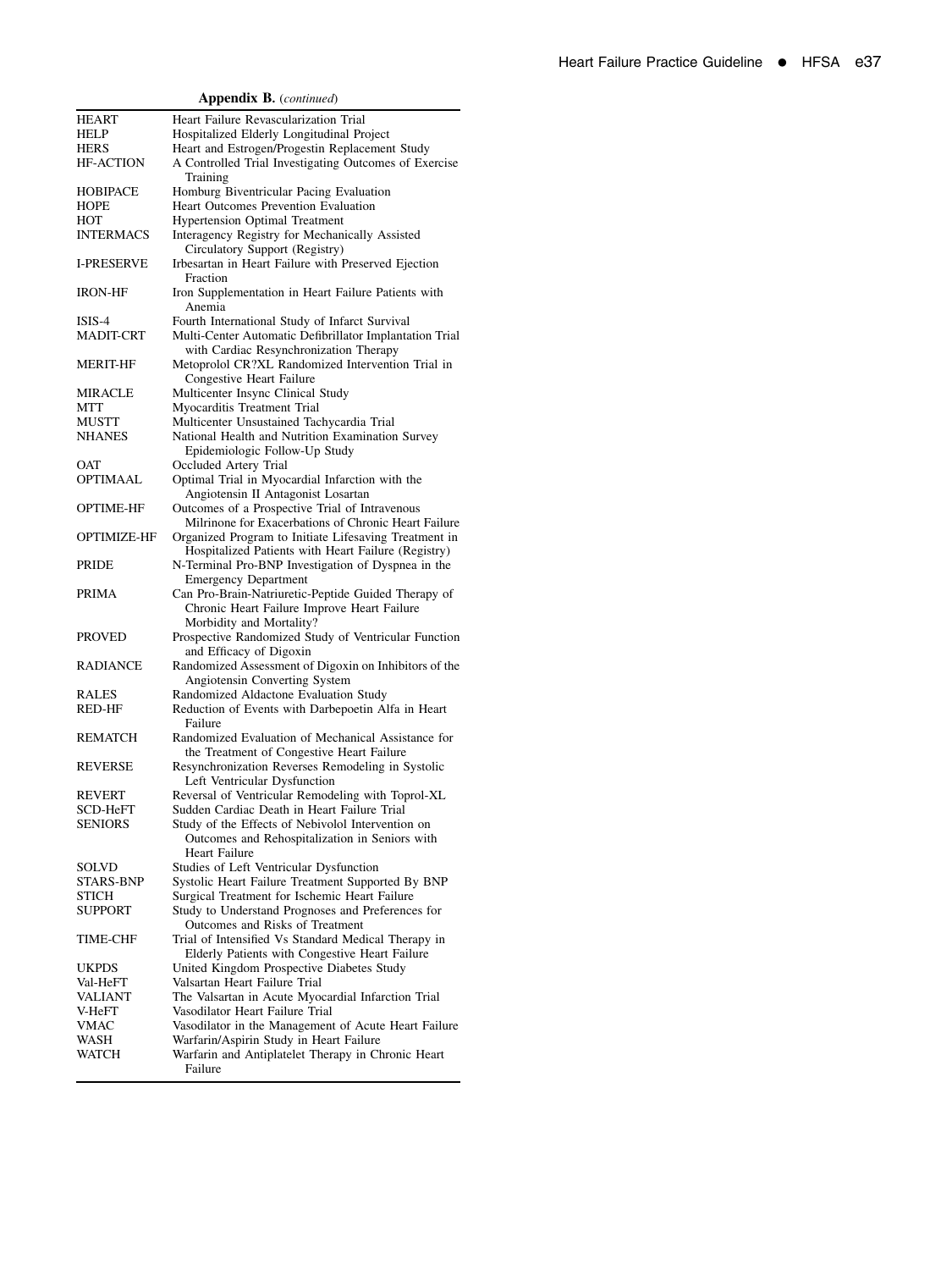**Appendix B.** (*continued*)

| | |
|---|---|
| HEART | Heart Failure Revascularization Trial |
| HELP | Hospitalized Elderly Longitudinal Project |
| HERS | Heart and Estrogen/Progestin Replacement Study |
| HF-ACTION | A Controlled Trial Investigating Outcomes of Exercise Training |
| HOBIPACE | Homburg Biventricular Pacing Evaluation |
| HOPE | Heart Outcomes Prevention Evaluation |
| HOT | Hypertension Optimal Treatment |
| INTERMACS | Interagency Registry for Mechanically Assisted Circulatory Support (Registry) |
| I-PRESERVE | Irbesartan in Heart Failure with Preserved Ejection Fraction |
| IRON-HF | Iron Supplementation in Heart Failure Patients with Anemia |
| ISIS-4 | Fourth International Study of Infarct Survival |
| MADIT-CRT | Multi-Center Automatic Defibrillator Implantation Trial with Cardiac Resynchronization Therapy |
| MERIT-HF | Metoprolol CR?XL Randomized Intervention Trial in Congestive Heart Failure |
| MIRACLE | Multicenter Insync Clinical Study |
| MTT | Myocarditis Treatment Trial |
| MUSTT | Multicenter Unsustained Tachycardia Trial |
| NHANES | National Health and Nutrition Examination Survey Epidemiologic Follow-Up Study |
| OAT | Occluded Artery Trial |
| OPTIMAAL | Optimal Trial in Myocardial Infarction with the Angiotensin II Antagonist Losartan |
| OPTIME-HF | Outcomes of a Prospective Trial of Intravenous Milrinone for Exacerbations of Chronic Heart Failure |
| OPTIMIZE-HF | Organized Program to Initiate Lifesaving Treatment in Hospitalized Patients with Heart Failure (Registry) |
| PRIDE | N-Terminal Pro-BNP Investigation of Dyspnea in the Emergency Department |
| PRIMA | Can Pro-Brain-Natriuretic-Peptide Guided Therapy of Chronic Heart Failure Improve Heart Failure Morbidity and Mortality? |
| PROVED | Prospective Randomized Study of Ventricular Function and Efficacy of Digoxin |
| RADIANCE | Randomized Assessment of Digoxin on Inhibitors of the Angiotensin Converting System |
| RALES | Randomized Aldactone Evaluation Study |
| RED-HF | Reduction of Events with Darbepoetin Alfa in Heart Failure |
| REMATCH | Randomized Evaluation of Mechanical Assistance for the Treatment of Congestive Heart Failure |
| REVERSE | Resynchronization Reverses Remodeling in Systolic Left Ventricular Dysfunction |
| REVERT | Reversal of Ventricular Remodeling with Toprol-XL |
| SCD-HeFT | Sudden Cardiac Death in Heart Failure Trial |
| SENIORS | Study of the Effects of Nebivolol Intervention on Outcomes and Rehospitalization in Seniors with Heart Failure |
| SOLVD | Studies of Left Ventricular Dysfunction |
| STARS-BNP | Systolic Heart Failure Treatment Supported By BNP |
| STICH | Surgical Treatment for Ischemic Heart Failure |
| SUPPORT | Study to Understand Prognoses and Preferences for Outcomes and Risks of Treatment |
| TIME-CHF | Trial of Intensified Vs Standard Medical Therapy in Elderly Patients with Congestive Heart Failure |
| UKPDS | United Kingdom Prospective Diabetes Study |
| Val-HeFT | Valsartan Heart Failure Trial |
| VALIANT | The Valsartan in Acute Myocardial Infarction Trial |
| V-HeFT | Vasodilator Heart Failure Trial |
| VMAC | Vasodilator in the Management of Acute Heart Failure |
| WASH | Warfarin/Aspirin Study in Heart Failure |
| WATCH | Warfarin and Antiplatelet Therapy in Chronic Heart Failure |